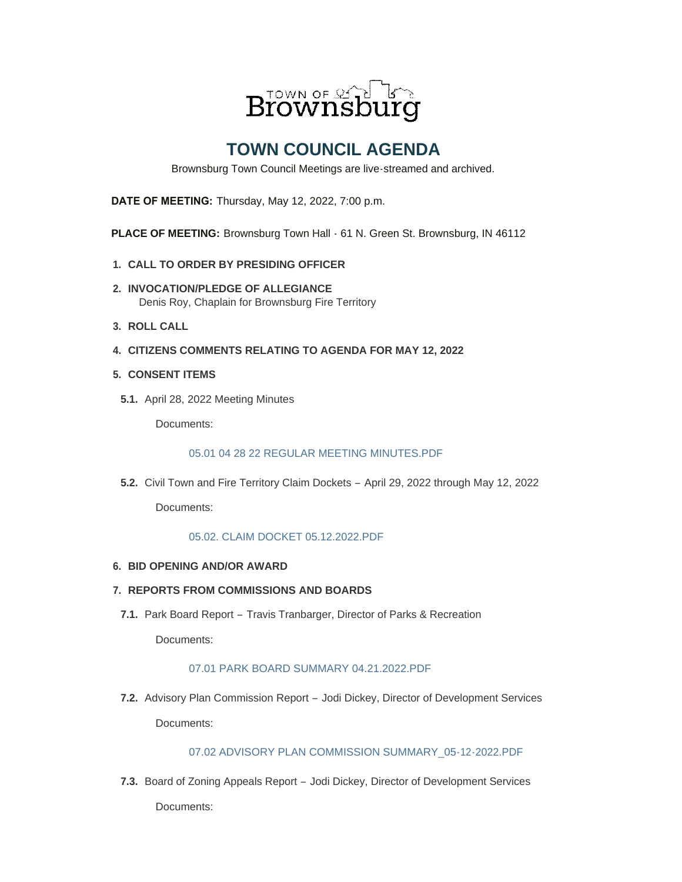# TOWN COUNCIL AGENDA

Brownsburg Town Council Meetings are live-streamed and archived.

**DATE OF MEETING:** Thursday, May 12, 2022, 7:00 p.m.

**PLACE OF MEETING:** Brownsburg Town Hall - 61 N. Green St. Brownsburg, IN 46112

1. **CALL TO ORDER BY PRESIDING OFFICER**
2. **INVOCATION/PLEDGE OF ALLEGIANCE**
   Denis Roy, Chaplain for Brownsburg Fire Territory
3. **ROLL CALL**
4. **CITIZENS COMMENTS RELATING TO AGENDA FOR MAY 12, 2022**
5. **CONSENT ITEMS**

   **5.1.** April 28, 2022 Meeting Minutes

   Documents:

   05.01 04 28 22 REGULAR MEETING MINUTES.PDF

   **5.2.** Civil Town and Fire Territory Claim Dockets – April 29, 2022 through May 12, 2022

   Documents:

   05.02. CLAIM DOCKET 05.12.2022.PDF

6. **BID OPENING AND/OR AWARD**
7. **REPORTS FROM COMMISSIONS AND BOARDS**

   **7.1.** Park Board Report – Travis Tranbarger, Director of Parks & Recreation

   Documents:

   07.01 PARK BOARD SUMMARY 04.21.2022.PDF

   **7.2.** Advisory Plan Commission Report – Jodi Dickey, Director of Development Services

   Documents:

   07.02 ADVISORY PLAN COMMISSION SUMMARY_05-12-2022.PDF

   **7.3.** Board of Zoning Appeals Report – Jodi Dickey, Director of Development Services

   Documents: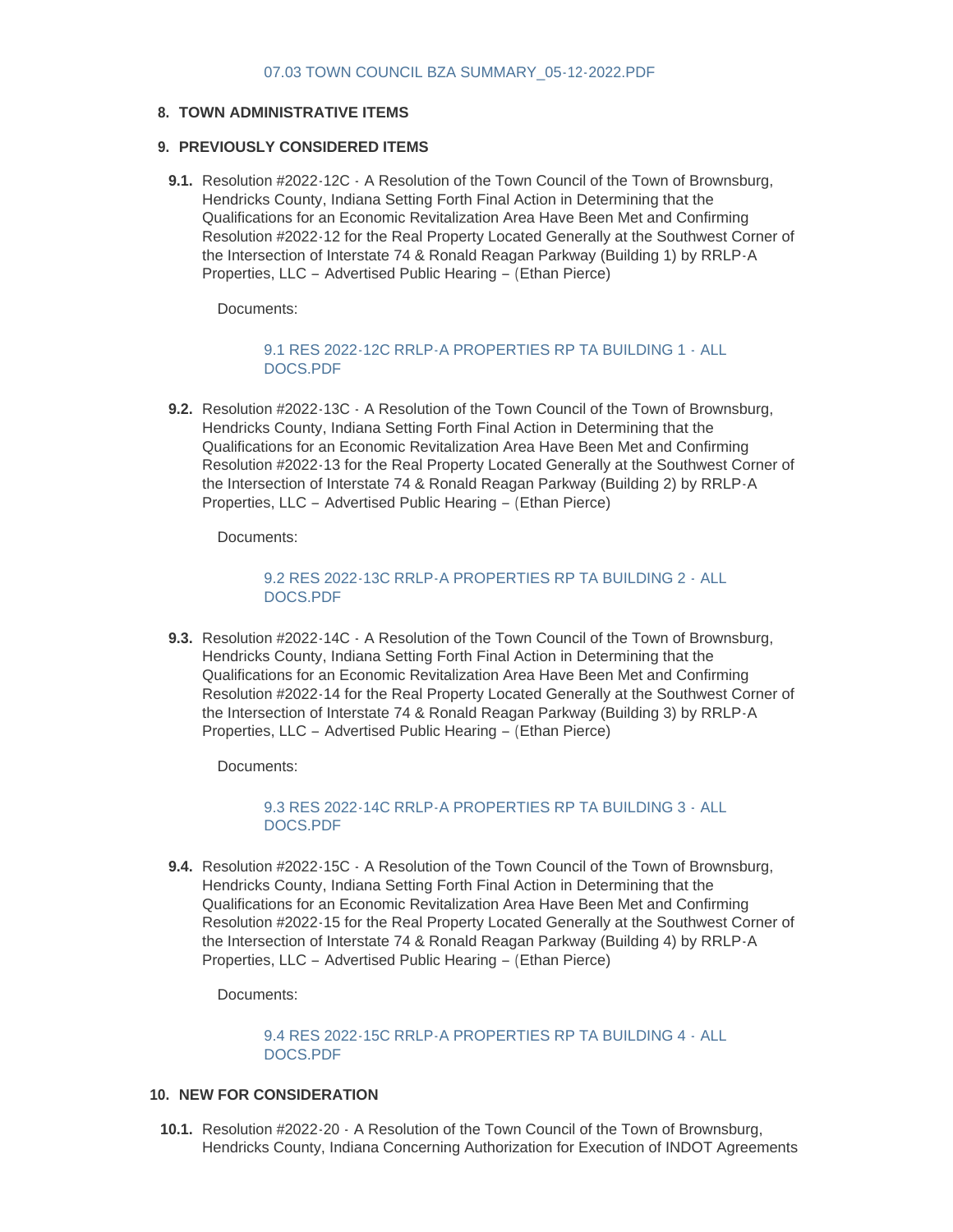07.03 TOWN COUNCIL BZA SUMMARY_05-12-2022.PDF

## 8. TOWN ADMINISTRATIVE ITEMS

## 9. PREVIOUSLY CONSIDERED ITEMS

**9.1.** Resolution #2022-12C - A Resolution of the Town Council of the Town of Brownsburg, Hendricks County, Indiana Setting Forth Final Action in Determining that the Qualifications for an Economic Revitalization Area Have Been Met and Confirming Resolution #2022-12 for the Real Property Located Generally at the Southwest Corner of the Intersection of Interstate 74 & Ronald Reagan Parkway (Building 1) by RRLP-A Properties, LLC – Advertised Public Hearing – (Ethan Pierce)

Documents:

9.1 RES 2022-12C RRLP-A PROPERTIES RP TA BUILDING 1 - ALL DOCS.PDF

**9.2.** Resolution #2022-13C - A Resolution of the Town Council of the Town of Brownsburg, Hendricks County, Indiana Setting Forth Final Action in Determining that the Qualifications for an Economic Revitalization Area Have Been Met and Confirming Resolution #2022-13 for the Real Property Located Generally at the Southwest Corner of the Intersection of Interstate 74 & Ronald Reagan Parkway (Building 2) by RRLP-A Properties, LLC – Advertised Public Hearing – (Ethan Pierce)

Documents:

9.2 RES 2022-13C RRLP-A PROPERTIES RP TA BUILDING 2 - ALL DOCS.PDF

**9.3.** Resolution #2022-14C - A Resolution of the Town Council of the Town of Brownsburg, Hendricks County, Indiana Setting Forth Final Action in Determining that the Qualifications for an Economic Revitalization Area Have Been Met and Confirming Resolution #2022-14 for the Real Property Located Generally at the Southwest Corner of the Intersection of Interstate 74 & Ronald Reagan Parkway (Building 3) by RRLP-A Properties, LLC – Advertised Public Hearing – (Ethan Pierce)

Documents:

9.3 RES 2022-14C RRLP-A PROPERTIES RP TA BUILDING 3 - ALL DOCS.PDF

**9.4.** Resolution #2022-15C - A Resolution of the Town Council of the Town of Brownsburg, Hendricks County, Indiana Setting Forth Final Action in Determining that the Qualifications for an Economic Revitalization Area Have Been Met and Confirming Resolution #2022-15 for the Real Property Located Generally at the Southwest Corner of the Intersection of Interstate 74 & Ronald Reagan Parkway (Building 4) by RRLP-A Properties, LLC – Advertised Public Hearing – (Ethan Pierce)

Documents:

9.4 RES 2022-15C RRLP-A PROPERTIES RP TA BUILDING 4 - ALL DOCS.PDF

## 10. NEW FOR CONSIDERATION

**10.1.** Resolution #2022-20 - A Resolution of the Town Council of the Town of Brownsburg, Hendricks County, Indiana Concerning Authorization for Execution of INDOT Agreements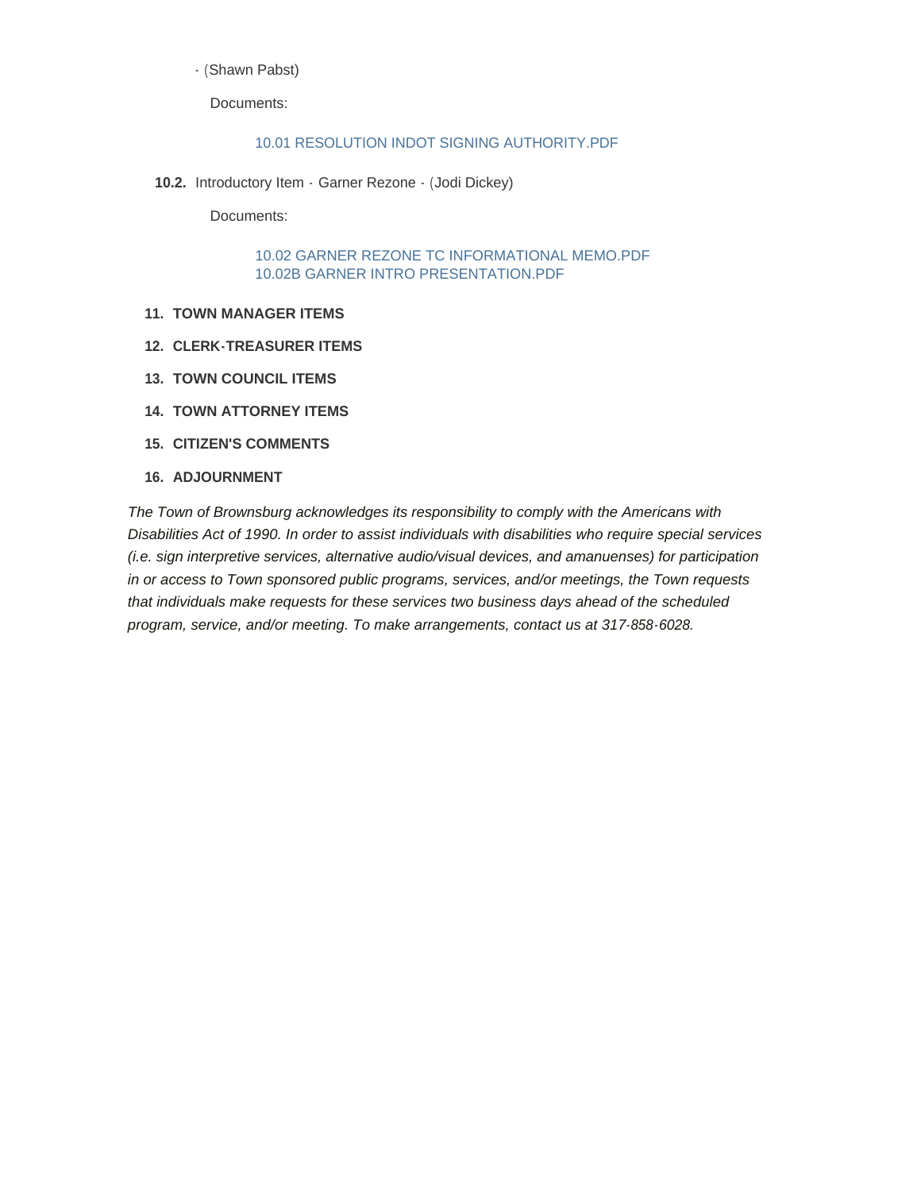- (Shawn Pabst)

Documents:

10.01 RESOLUTION INDOT SIGNING AUTHORITY.PDF

**10.2.** Introductory Item - Garner Rezone - (Jodi Dickey)

Documents:

10.02 GARNER REZONE TC INFORMATIONAL MEMO.PDF
10.02B GARNER INTRO PRESENTATION.PDF

**11. TOWN MANAGER ITEMS**

**12. CLERK-TREASURER ITEMS**

**13. TOWN COUNCIL ITEMS**

**14. TOWN ATTORNEY ITEMS**

**15. CITIZEN'S COMMENTS**

**16. ADJOURNMENT**

*The Town of Brownsburg acknowledges its responsibility to comply with the Americans with Disabilities Act of 1990. In order to assist individuals with disabilities who require special services (i.e. sign interpretive services, alternative audio/visual devices, and amanuenses) for participation in or access to Town sponsored public programs, services, and/or meetings, the Town requests that individuals make requests for these services two business days ahead of the scheduled program, service, and/or meeting. To make arrangements, contact us at 317-858-6028.*